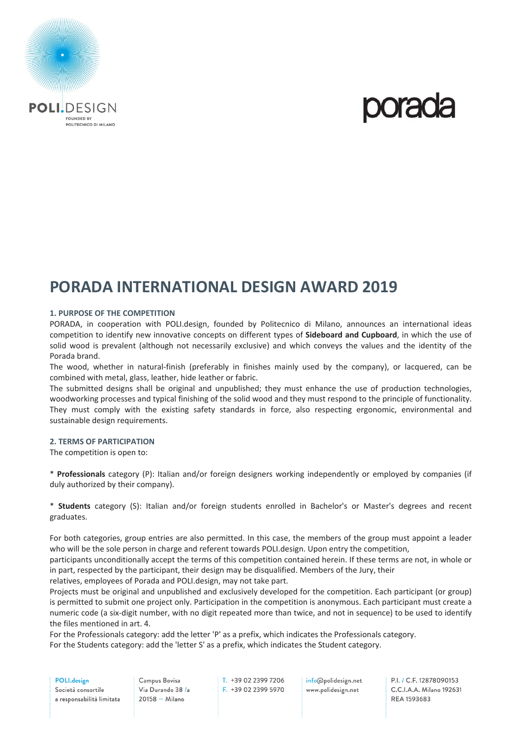# PORADA INTERNATIONAL DESIGN AWARD 2019

### 1. PURPOSE OF THE COMPETITION

PORADA, in cooperation with POLI.design, founded by Politecnico di Milano, announces an international ideas competition to identify new innovative concepts on different types of **Sideboard and Cupboard**, in which the use of solid wood is prevalent (although not necessarily exclusive) and which conveys the values and the identity of the Porada brand.

The wood, whether in natural-finish (preferably in finishes mainly used by the company), or lacquered, can be combined with metal, glass, leather, hide leather or fabric.

The submitted designs shall be original and unpublished; they must enhance the use of production technologies, woodworking processes and typical finishing of the solid wood and they must respond to the principle of functionality. They must comply with the existing safety standards in force, also respecting ergonomic, environmental and sustainable design requirements.

### 2. TERMS OF PARTICIPATION

The competition is open to:

* **Professionals** category (P): Italian and/or foreign designers working independently or employed by companies (if duly authorized by their company).

* **Students** category (S): Italian and/or foreign students enrolled in Bachelor's or Master's degrees and recent graduates.

For both categories, group entries are also permitted. In this case, the members of the group must appoint a leader who will be the sole person in charge and referent towards POLI.design. Upon entry the competition, participants unconditionally accept the terms of this competition contained herein. If these terms are not, in whole or in part, respected by the participant, their design may be disqualified. Members of the Jury, their relatives, employees of Porada and POLI.design, may not take part.

Projects must be original and unpublished and exclusively developed for the competition. Each participant (or group) is permitted to submit one project only. Participation in the competition is anonymous. Each participant must create a numeric code (a six-digit number, with no digit repeated more than twice, and not in sequence) to be used to identify the files mentioned in art. 4.

For the Professionals category: add the letter 'P' as a prefix, which indicates the Professionals category.

For the Students category: add the 'letter S' as a prefix, which indicates the Student category.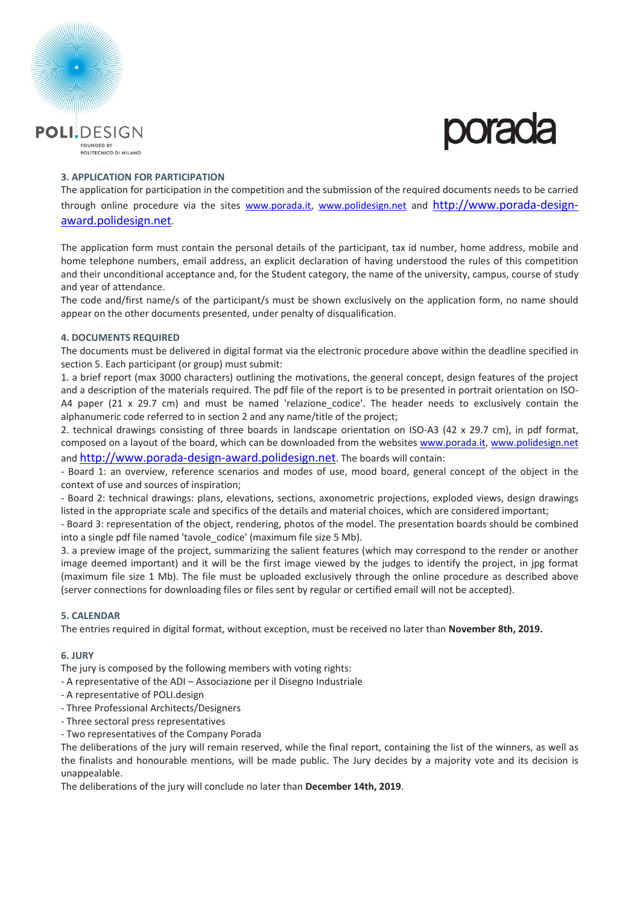### 3. APPLICATION FOR PARTICIPATION

The application for participation in the competition and the submission of the required documents needs to be carried through online procedure via the sites www.porada.it, www.polidesign.net and http://www.porada-design-award.polidesign.net.

The application form must contain the personal details of the participant, tax id number, home address, mobile and home telephone numbers, email address, an explicit declaration of having understood the rules of this competition and their unconditional acceptance and, for the Student category, the name of the university, campus, course of study and year of attendance.

The code and/first name/s of the participant/s must be shown exclusively on the application form, no name should appear on the other documents presented, under penalty of disqualification.

### 4. DOCUMENTS REQUIRED

The documents must be delivered in digital format via the electronic procedure above within the deadline specified in section 5. Each participant (or group) must submit:

1. a brief report (max 3000 characters) outlining the motivations, the general concept, design features of the project and a description of the materials required. The pdf file of the report is to be presented in portrait orientation on ISO-A4 paper (21 x 29.7 cm) and must be named 'relazione_codice'. The header needs to exclusively contain the alphanumeric code referred to in section 2 and any name/title of the project;
2. technical drawings consisting of three boards in landscape orientation on ISO-A3 (42 x 29.7 cm), in pdf format, composed on a layout of the board, which can be downloaded from the websites www.porada.it, www.polidesign.net and http://www.porada-design-award.polidesign.net. The boards will contain:
   - Board 1: an overview, reference scenarios and modes of use, mood board, general concept of the object in the context of use and sources of inspiration;
   - Board 2: technical drawings: plans, elevations, sections, axonometric projections, exploded views, design drawings listed in the appropriate scale and specifics of the details and material choices, which are considered important;
   - Board 3: representation of the object, rendering, photos of the model. The presentation boards should be combined into a single pdf file named 'tavole_codice' (maximum file size 5 Mb).
3. a preview image of the project, summarizing the salient features (which may correspond to the render or another image deemed important) and it will be the first image viewed by the judges to identify the project, in jpg format (maximum file size 1 Mb). The file must be uploaded exclusively through the online procedure as described above (server connections for downloading files or files sent by regular or certified email will not be accepted).

### 5. CALENDAR

The entries required in digital format, without exception, must be received no later than **November 8th, 2019.**

### 6. JURY

The jury is composed by the following members with voting rights:

- A representative of the ADI – Associazione per il Disegno Industriale
- A representative of POLI.design
- Three Professional Architects/Designers
- Three sectoral press representatives
- Two representatives of the Company Porada

The deliberations of the jury will remain reserved, while the final report, containing the list of the winners, as well as the finalists and honourable mentions, will be made public. The Jury decides by a majority vote and its decision is unappealable.

The deliberations of the jury will conclude no later than **December 14th, 2019**.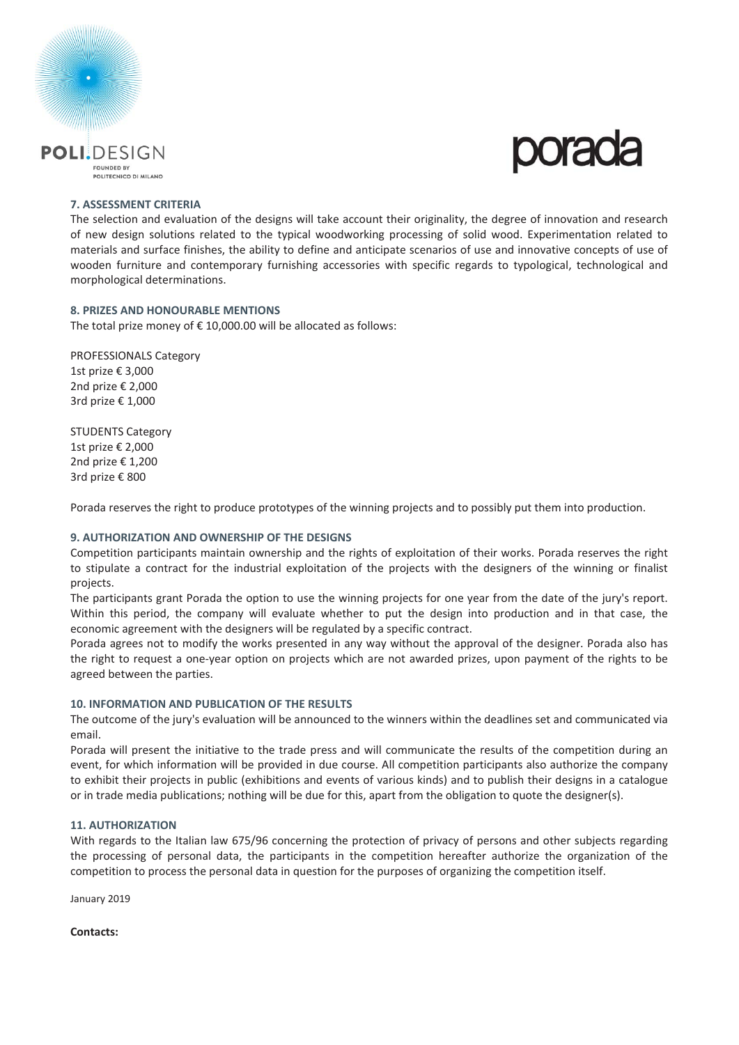### 7. ASSESSMENT CRITERIA

The selection and evaluation of the designs will take account their originality, the degree of innovation and research of new design solutions related to the typical woodworking processing of solid wood. Experimentation related to materials and surface finishes, the ability to define and anticipate scenarios of use and innovative concepts of use of wooden furniture and contemporary furnishing accessories with specific regards to typological, technological and morphological determinations.

### 8. PRIZES AND HONOURABLE MENTIONS

The total prize money of € 10,000.00 will be allocated as follows:

PROFESSIONALS Category
1st prize € 3,000
2nd prize € 2,000
3rd prize € 1,000

STUDENTS Category
1st prize € 2,000
2nd prize € 1,200
3rd prize € 800

Porada reserves the right to produce prototypes of the winning projects and to possibly put them into production.

### 9. AUTHORIZATION AND OWNERSHIP OF THE DESIGNS

Competition participants maintain ownership and the rights of exploitation of their works. Porada reserves the right to stipulate a contract for the industrial exploitation of the projects with the designers of the winning or finalist projects.

The participants grant Porada the option to use the winning projects for one year from the date of the jury's report. Within this period, the company will evaluate whether to put the design into production and in that case, the economic agreement with the designers will be regulated by a specific contract.

Porada agrees not to modify the works presented in any way without the approval of the designer. Porada also has the right to request a one-year option on projects which are not awarded prizes, upon payment of the rights to be agreed between the parties.

### 10. INFORMATION AND PUBLICATION OF THE RESULTS

The outcome of the jury's evaluation will be announced to the winners within the deadlines set and communicated via email.

Porada will present the initiative to the trade press and will communicate the results of the competition during an event, for which information will be provided in due course. All competition participants also authorize the company to exhibit their projects in public (exhibitions and events of various kinds) and to publish their designs in a catalogue or in trade media publications; nothing will be due for this, apart from the obligation to quote the designer(s).

### 11. AUTHORIZATION

With regards to the Italian law 675/96 concerning the protection of privacy of persons and other subjects regarding the processing of personal data, the participants in the competition hereafter authorize the organization of the competition to process the personal data in question for the purposes of organizing the competition itself.

January 2019

**Contacts:**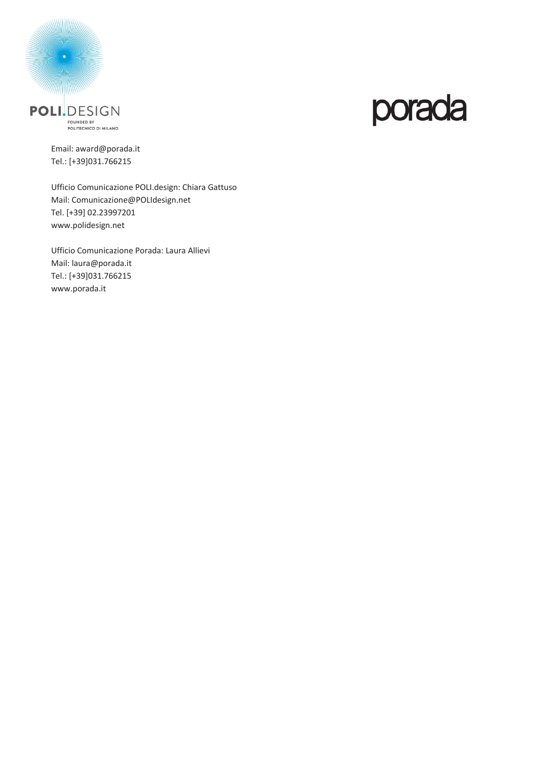Email: award@porada.it
Tel.: [+39]031.766215

Ufficio Comunicazione POLI.design: Chiara Gattuso
Mail: Comunicazione@POLIdesign.net
Tel. [+39] 02.23997201
www.polidesign.net

Ufficio Comunicazione Porada: Laura Allievi
Mail: laura@porada.it
Tel.: [+39]031.766215
www.porada.it